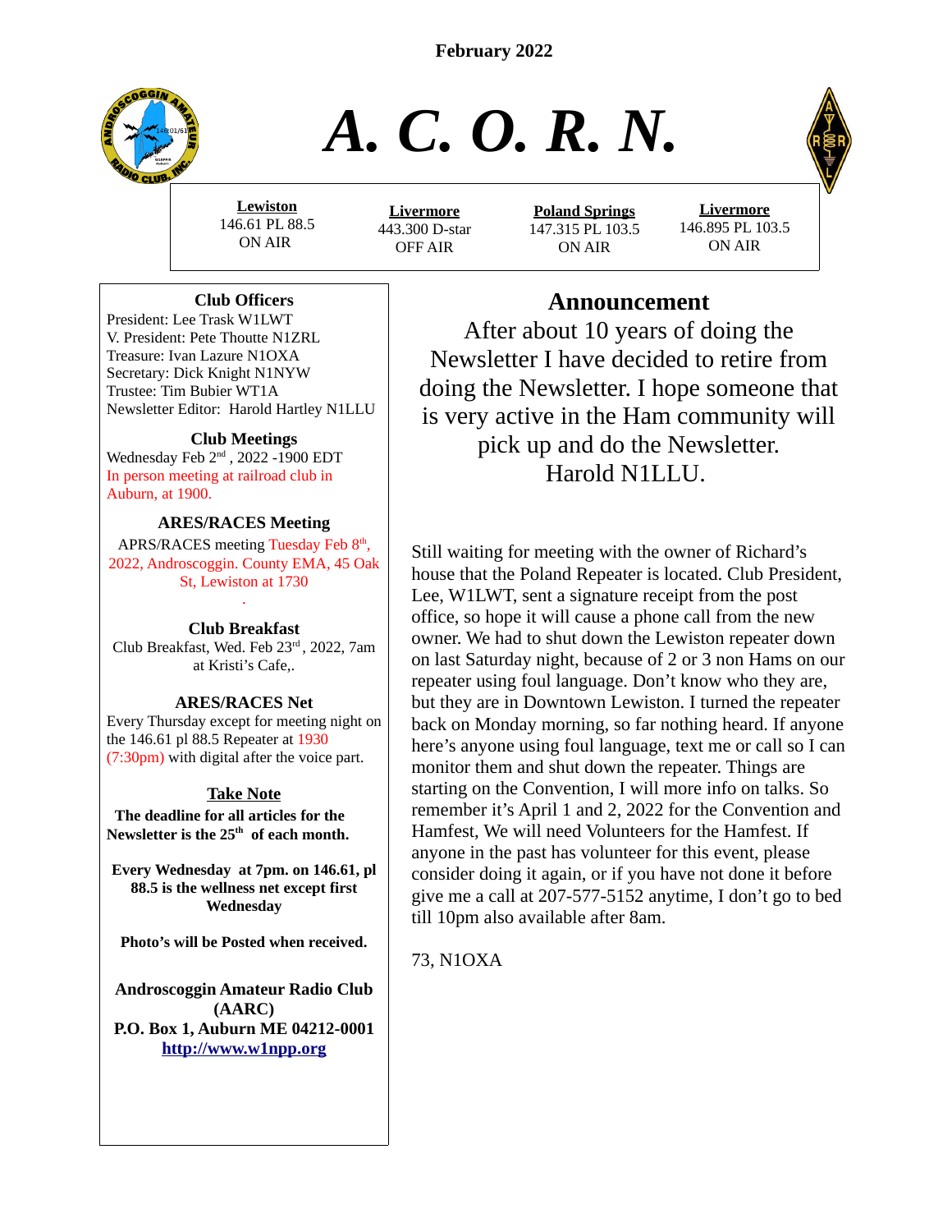February 2022

# A. C. O. R. N.

| **Lewiston** | **Livermore** | **Poland Springs** | **Livermore** |
|---|---|---|---|
| 146.61 PL 88.5 | 443.300 D-star | 147.315 PL 103.5 | 146.895 PL 103.5 |
| ON AIR | OFF AIR | ON AIR | ON AIR |

### Club Officers

President: Lee Trask W1LWT
V. President: Pete Thoutte N1ZRL
Treasurer: Ivan Lazure N1OXA
Secretary: Dick Knight N1NYW
Trustee: Tim Bubier WT1A
Newsletter Editor: Harold Hartley N1LLU

### Club Meetings

Wednesday Feb 2nd , 2022 -1900 EDT
In person meeting at railroad club in Auburn, at 1900.

### ARES/RACES Meeting

APRS/RACES meeting Tuesday Feb 8th, 2022, Androscoggin. County EMA, 45 Oak St, Lewiston at 1730

.

### Club Breakfast

Club Breakfast, Wed. Feb 23rd , 2022, 7am at Kristi's Cafe,.

### ARES/RACES Net

Every Thursday except for meeting night on the 146.61 pl 88.5 Repeater at 1930 (7:30pm) with digital after the voice part.

### Take Note

**The deadline for all articles for the Newsletter is the 25th of each month.**

**Every Wednesday at 7pm. on 146.61, pl 88.5 is the wellness net except first Wednesday**

**Photo's will be Posted when received.**

**Androscoggin Amateur Radio Club (AARC)**
**P.O. Box 1, Auburn ME 04212-0001**
**http://www.w1npp.org**

## Announcement

After about 10 years of doing the Newsletter I have decided to retire from doing the Newsletter. I hope someone that is very active in the Ham community will pick up and do the Newsletter.
Harold N1LLU.

Still waiting for meeting with the owner of Richard's house that the Poland Repeater is located. Club President, Lee, W1LWT, sent a signature receipt from the post office, so hope it will cause a phone call from the new owner. We had to shut down the Lewiston repeater down on last Saturday night, because of 2 or 3 non Hams on our repeater using foul language. Don't know who they are, but they are in Downtown Lewiston. I turned the repeater back on Monday morning, so far nothing heard. If anyone here's anyone using foul language, text me or call so I can monitor them and shut down the repeater. Things are starting on the Convention, I will more info on talks. So remember it's April 1 and 2, 2022 for the Convention and Hamfest, We will need Volunteers for the Hamfest. If anyone in the past has volunteer for this event, please consider doing it again, or if you have not done it before give me a call at 207-577-5152 anytime, I don't go to bed till 10pm also available after 8am.

73, N1OXA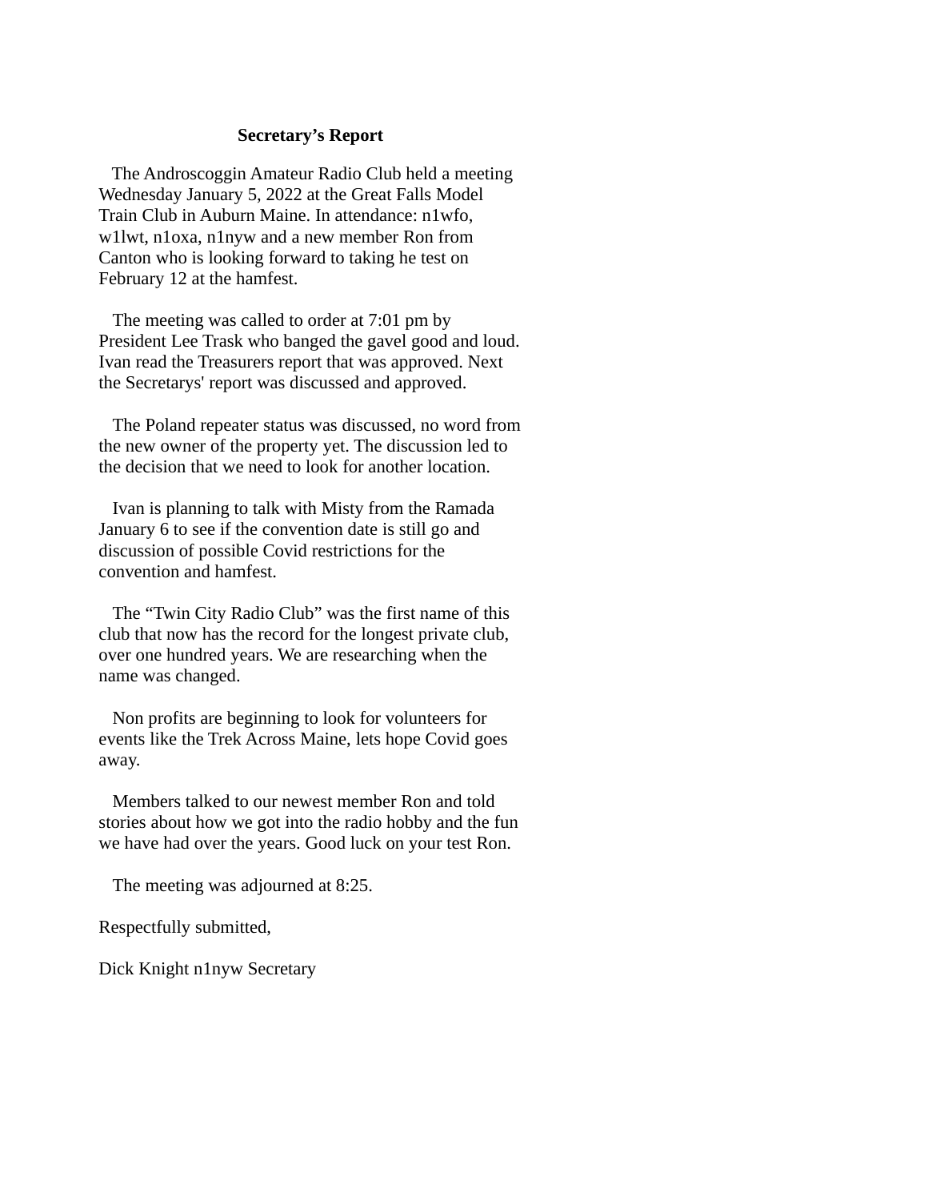**Secretary's Report**

The Androscoggin Amateur Radio Club held a meeting Wednesday January 5, 2022 at the Great Falls Model Train Club in Auburn Maine. In attendance: n1wfo, w1lwt, n1oxa, n1nyw and a new member Ron from Canton who is looking forward to taking he test on February 12 at the hamfest.

The meeting was called to order at 7:01 pm by President Lee Trask who banged the gavel good and loud. Ivan read the Treasurers report that was approved. Next the Secretarys' report was discussed and approved.

The Poland repeater status was discussed, no word from the new owner of the property yet. The discussion led to the decision that we need to look for another location.

Ivan is planning to talk with Misty from the Ramada January 6 to see if the convention date is still go and discussion of possible Covid restrictions for the convention and hamfest.

The "Twin City Radio Club" was the first name of this club that now has the record for the longest private club, over one hundred years. We are researching when the name was changed.

Non profits are beginning to look for volunteers for events like the Trek Across Maine, lets hope Covid goes away.

Members talked to our newest member Ron and told stories about how we got into the radio hobby and the fun we have had over the years. Good luck on your test Ron.

The meeting was adjourned at 8:25.

Respectfully submitted,

Dick Knight n1nyw Secretary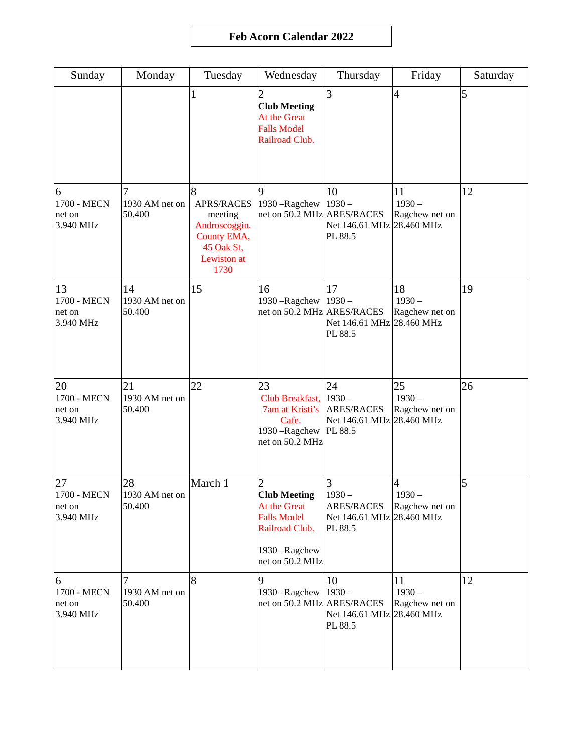# Feb Acorn Calendar 2022

| Sunday | Monday | Tuesday | Wednesday | Thursday | Friday | Saturday |
|---|---|---|---|---|---|---|
| | | 1 | 2 **Club Meeting** At the Great Falls Model Railroad Club. | 3 | 4 | 5 |
| 6 1700 - MECN net on 3.940 MHz | 7 1930 AM net on 50.400 | 8 APRS/RACES meeting Androscoggin. County EMA, 45 Oak St, Lewiston at 1730 | 9 1930 –Ragchew net on 50.2 MHz | 10 1930 – ARES/RACES Net 146.61 MHz PL 88.5 | 11 1930 – Ragchew net on 28.460 MHz | 12 |
| 13 1700 - MECN net on 3.940 MHz | 14 1930 AM net on 50.400 | 15 | 16 1930 –Ragchew net on 50.2 MHz | 17 1930 – ARES/RACES Net 146.61 MHz PL 88.5 | 18 1930 – Ragchew net on 28.460 MHz | 19 |
| 20 1700 - MECN net on 3.940 MHz | 21 1930 AM net on 50.400 | 22 | 23 Club Breakfast, 7am at Kristi's Cafe. 1930 –Ragchew net on 50.2 MHz | 24 1930 – ARES/RACES Net 146.61 MHz PL 88.5 | 25 1930 – Ragchew net on 28.460 MHz | 26 |
| 27 1700 - MECN net on 3.940 MHz | 28 1930 AM net on 50.400 | March 1 | 2 **Club Meeting** At the Great Falls Model Railroad Club. 1930 –Ragchew net on 50.2 MHz | 3 1930 – ARES/RACES Net 146.61 MHz PL 88.5 | 4 1930 – Ragchew net on 28.460 MHz | 5 |
| 6 1700 - MECN net on 3.940 MHz | 7 1930 AM net on 50.400 | 8 | 9 1930 –Ragchew net on 50.2 MHz | 10 1930 – ARES/RACES Net 146.61 MHz PL 88.5 | 11 1930 – Ragchew net on 28.460 MHz | 12 |